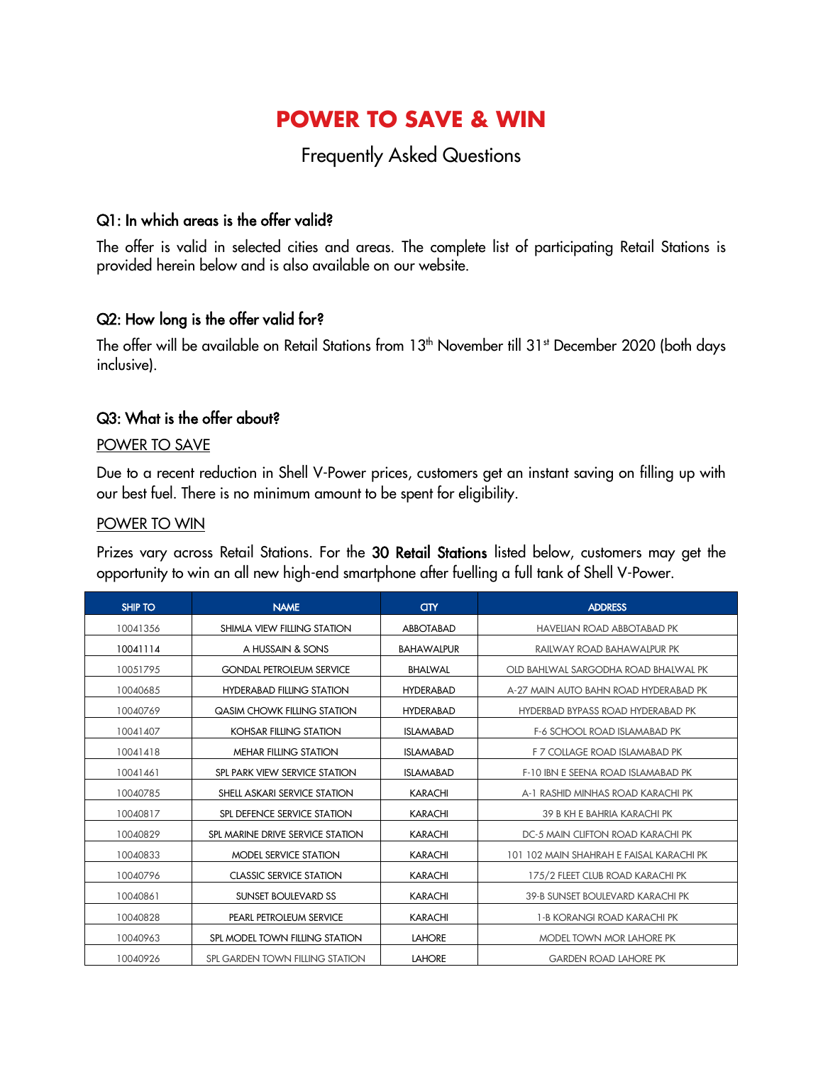# POWER TO SAVE & WIN

## Frequently Asked Questions

### Q1: In which areas is the offer valid?

The offer is valid in selected cities and areas. The complete list of participating Retail Stations is provided herein below and is also available on our website.

### Q2: How long is the offer valid for?

The offer will be available on Retail Stations from 13th November till 31st December 2020 (both days inclusive).

### Q3: What is the offer about?

<u>POWER TO SAVE</u>

Due to a recent reduction in Shell V-Power prices, customers get an instant saving on filling up with our best fuel. There is no minimum amount to be spent for eligibility.

<u>POWER TO WIN</u>

Prizes vary across Retail Stations. For the **30 Retail Stations** listed below, customers may get the opportunity to win an all new high-end smartphone after fuelling a full tank of Shell V-Power.

| SHIP TO | NAME | CITY | ADDRESS |
|---|---|---|---|
| 10041356 | SHIMLA VIEW FILLING STATION | ABBOTABAD | HAVELIAN ROAD ABBOTABAD PK |
| 10041114 | A HUSSAIN & SONS | BAHAWALPUR | RAILWAY ROAD BAHAWALPUR PK |
| 10051795 | GONDAL PETROLEUM SERVICE | BHALWAL | OLD BAHLWAL SARGODHA ROAD BHALWAL PK |
| 10040685 | HYDERABAD FILLING STATION | HYDERABAD | A-27 MAIN AUTO BAHN ROAD HYDERABAD PK |
| 10040769 | QASIM CHOWK FILLING STATION | HYDERABAD | HYDERBAD BYPASS ROAD HYDERABAD PK |
| 10041407 | KOHSAR FILLING STATION | ISLAMABAD | F-6 SCHOOL ROAD ISLAMABAD PK |
| 10041418 | MEHAR FILLING STATION | ISLAMABAD | F 7 COLLAGE ROAD ISLAMABAD PK |
| 10041461 | SPL PARK VIEW SERVICE STATION | ISLAMABAD | F-10 IBN E SEENA ROAD ISLAMABAD PK |
| 10040785 | SHELL ASKARI SERVICE STATION | KARACHI | A-1 RASHID MINHAS ROAD KARACHI PK |
| 10040817 | SPL DEFENCE SERVICE STATION | KARACHI | 39 B KH E BAHRIA KARACHI PK |
| 10040829 | SPL MARINE DRIVE SERVICE STATION | KARACHI | DC-5 MAIN CLIFTON ROAD KARACHI PK |
| 10040833 | MODEL SERVICE STATION | KARACHI | 101 102 MAIN SHAHRAH E FAISAL KARACHI PK |
| 10040796 | CLASSIC SERVICE STATION | KARACHI | 175/2 FLEET CLUB ROAD KARACHI PK |
| 10040861 | SUNSET BOULEVARD SS | KARACHI | 39-B SUNSET BOULEVARD KARACHI PK |
| 10040828 | PEARL PETROLEUM SERVICE | KARACHI | 1-B KORANGI ROAD KARACHI PK |
| 10040963 | SPL MODEL TOWN FILLING STATION | LAHORE | MODEL TOWN MOR LAHORE PK |
| 10040926 | SPL GARDEN TOWN FILLING STATION | LAHORE | GARDEN ROAD LAHORE PK |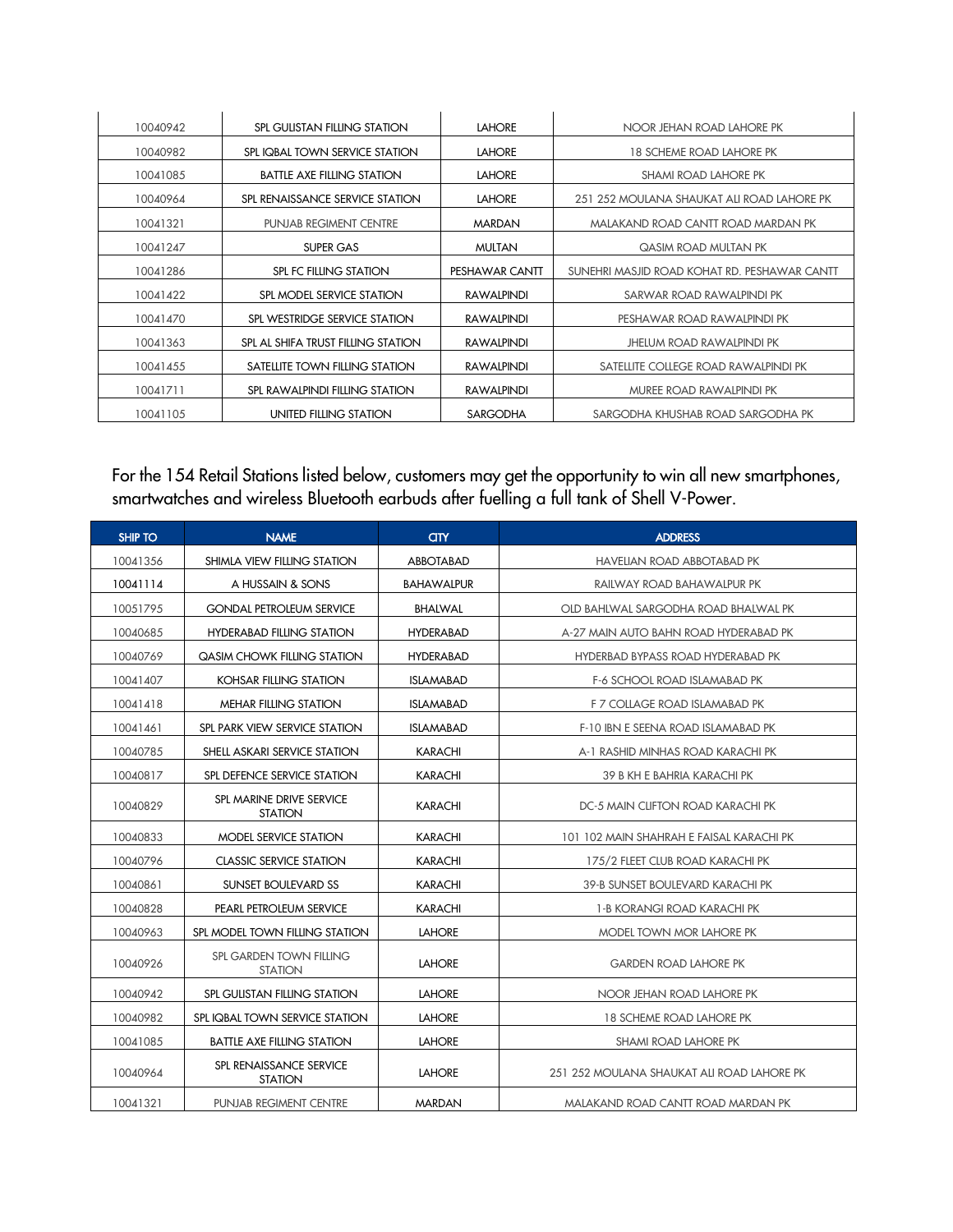| | | | |
|---|---|---|---|
| 10040942 | SPL GULISTAN FILLING STATION | LAHORE | NOOR JEHAN ROAD LAHORE PK |
| 10040982 | SPL IQBAL TOWN SERVICE STATION | LAHORE | 18 SCHEME ROAD LAHORE PK |
| 10041085 | BATTLE AXE FILLING STATION | LAHORE | SHAMI ROAD LAHORE PK |
| 10040964 | SPL RENAISSANCE SERVICE STATION | LAHORE | 251 252 MOULANA SHAUKAT ALI ROAD LAHORE PK |
| 10041321 | PUNJAB REGIMENT CENTRE | MARDAN | MALAKAND ROAD CANTT ROAD MARDAN PK |
| 10041247 | SUPER GAS | MULTAN | QASIM ROAD MULTAN PK |
| 10041286 | SPL FC FILLING STATION | PESHAWAR CANTT | SUNEHRI MASJID ROAD KOHAT RD. PESHAWAR CANTT |
| 10041422 | SPL MODEL SERVICE STATION | RAWALPINDI | SARWAR ROAD RAWALPINDI PK |
| 10041470 | SPL WESTRIDGE SERVICE STATION | RAWALPINDI | PESHAWAR ROAD RAWALPINDI PK |
| 10041363 | SPL AL SHIFA TRUST FILLING STATION | RAWALPINDI | JHELUM ROAD RAWALPINDI PK |
| 10041455 | SATELLITE TOWN FILLING STATION | RAWALPINDI | SATELLITE COLLEGE ROAD RAWALPINDI PK |
| 10041711 | SPL RAWALPINDI FILLING STATION | RAWALPINDI | MUREE ROAD RAWALPINDI PK |
| 10041105 | UNITED FILLING STATION | SARGODHA | SARGODHA KHUSHAB ROAD SARGODHA PK |

For the 154 Retail Stations listed below, customers may get the opportunity to win all new smartphones, smartwatches and wireless Bluetooth earbuds after fuelling a full tank of Shell V-Power.

| SHIP TO | NAME | CITY | ADDRESS |
|---|---|---|---|
| 10041356 | SHIMLA VIEW FILLING STATION | ABBOTABAD | HAVELIAN ROAD ABBOTABAD PK |
| 10041114 | A HUSSAIN & SONS | BAHAWALPUR | RAILWAY ROAD BAHAWALPUR PK |
| 10051795 | GONDAL PETROLEUM SERVICE | BHALWAL | OLD BAHLWAL SARGODHA ROAD BHALWAL PK |
| 10040685 | HYDERABAD FILLING STATION | HYDERABAD | A-27 MAIN AUTO BAHN ROAD HYDERABAD PK |
| 10040769 | QASIM CHOWK FILLING STATION | HYDERABAD | HYDERBAD BYPASS ROAD HYDERABAD PK |
| 10041407 | KOHSAR FILLING STATION | ISLAMABAD | F-6 SCHOOL ROAD ISLAMABAD PK |
| 10041418 | MEHAR FILLING STATION | ISLAMABAD | F 7 COLLAGE ROAD ISLAMABAD PK |
| 10041461 | SPL PARK VIEW SERVICE STATION | ISLAMABAD | F-10 IBN E SEENA ROAD ISLAMABAD PK |
| 10040785 | SHELL ASKARI SERVICE STATION | KARACHI | A-1 RASHID MINHAS ROAD KARACHI PK |
| 10040817 | SPL DEFENCE SERVICE STATION | KARACHI | 39 B KH E BAHRIA KARACHI PK |
| 10040829 | SPL MARINE DRIVE SERVICE STATION | KARACHI | DC-5 MAIN CLIFTON ROAD KARACHI PK |
| 10040833 | MODEL SERVICE STATION | KARACHI | 101 102 MAIN SHAHRAH E FAISAL KARACHI PK |
| 10040796 | CLASSIC SERVICE STATION | KARACHI | 175/2 FLEET CLUB ROAD KARACHI PK |
| 10040861 | SUNSET BOULEVARD SS | KARACHI | 39-B SUNSET BOULEVARD KARACHI PK |
| 10040828 | PEARL PETROLEUM SERVICE | KARACHI | 1-B KORANGI ROAD KARACHI PK |
| 10040963 | SPL MODEL TOWN FILLING STATION | LAHORE | MODEL TOWN MOR LAHORE PK |
| 10040926 | SPL GARDEN TOWN FILLING STATION | LAHORE | GARDEN ROAD LAHORE PK |
| 10040942 | SPL GULISTAN FILLING STATION | LAHORE | NOOR JEHAN ROAD LAHORE PK |
| 10040982 | SPL IQBAL TOWN SERVICE STATION | LAHORE | 18 SCHEME ROAD LAHORE PK |
| 10041085 | BATTLE AXE FILLING STATION | LAHORE | SHAMI ROAD LAHORE PK |
| 10040964 | SPL RENAISSANCE SERVICE STATION | LAHORE | 251 252 MOULANA SHAUKAT ALI ROAD LAHORE PK |
| 10041321 | PUNJAB REGIMENT CENTRE | MARDAN | MALAKAND ROAD CANTT ROAD MARDAN PK |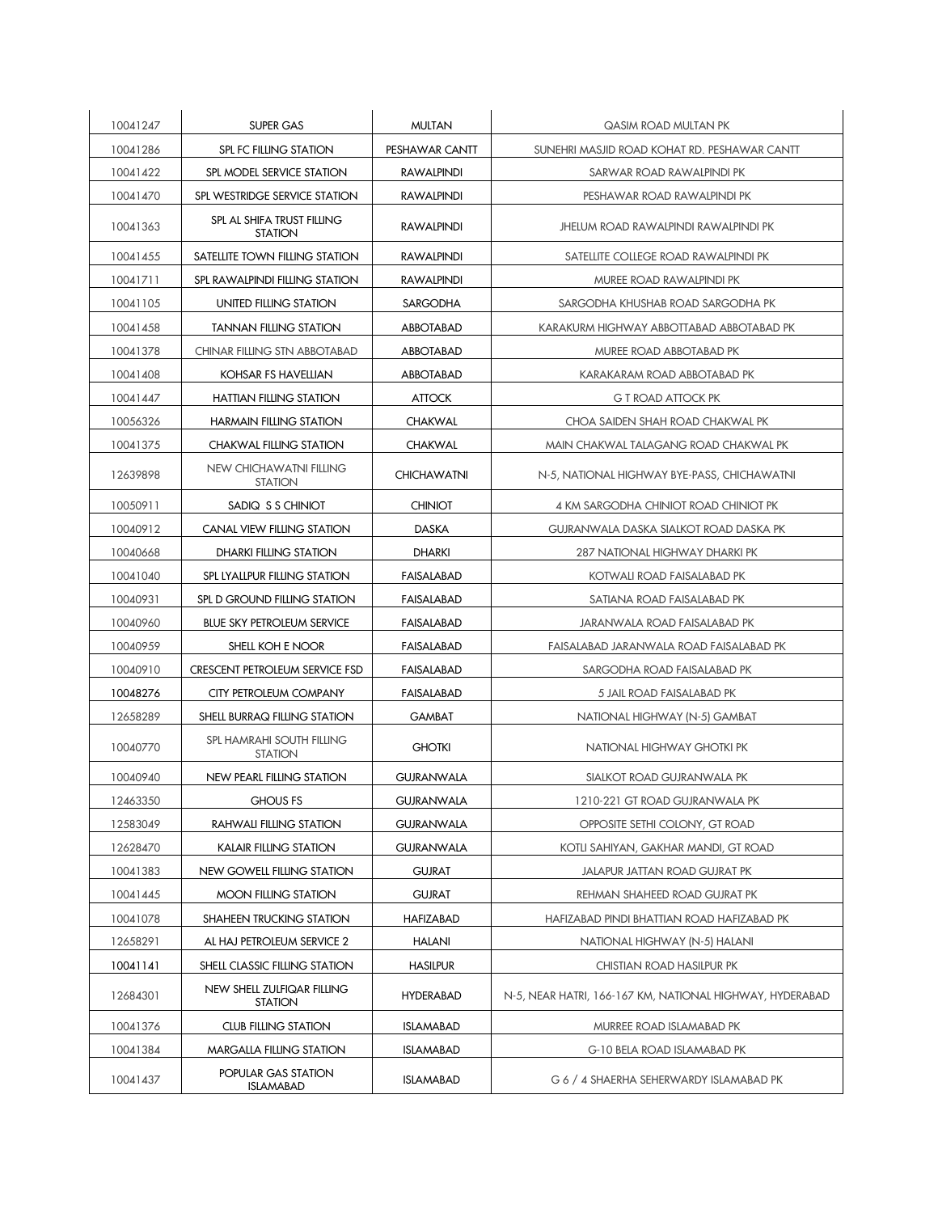| | | | |
|---|---|---|---|
| 10041247 | SUPER GAS | MULTAN | QASIM ROAD MULTAN PK |
| 10041286 | SPL FC FILLING STATION | PESHAWAR CANTT | SUNEHRI MASJID ROAD KOHAT RD. PESHAWAR CANTT |
| 10041422 | SPL MODEL SERVICE STATION | RAWALPINDI | SARWAR ROAD RAWALPINDI PK |
| 10041470 | SPL WESTRIDGE SERVICE STATION | RAWALPINDI | PESHAWAR ROAD RAWALPINDI PK |
| 10041363 | SPL AL SHIFA TRUST FILLING STATION | RAWALPINDI | JHELUM ROAD RAWALPINDI RAWALPINDI PK |
| 10041455 | SATELLITE TOWN FILLING STATION | RAWALPINDI | SATELLITE COLLEGE ROAD RAWALPINDI PK |
| 10041711 | SPL RAWALPINDI FILLING STATION | RAWALPINDI | MUREE ROAD RAWALPINDI PK |
| 10041105 | UNITED FILLING STATION | SARGODHA | SARGODHA KHUSHAB ROAD SARGODHA PK |
| 10041458 | TANNAN FILLING STATION | ABBOTABAD | KARAKURM HIGHWAY ABBOTTABAD ABBOTABAD PK |
| 10041378 | CHINAR FILLING STN ABBOTABAD | ABBOTABAD | MUREE ROAD ABBOTABAD PK |
| 10041408 | KOHSAR FS HAVELLIAN | ABBOTABAD | KARAKARAM ROAD ABBOTABAD PK |
| 10041447 | HATTIAN FILLING STATION | ATTOCK | G T ROAD ATTOCK PK |
| 10056326 | HARMAIN FILLING STATION | CHAKWAL | CHOA SAIDEN SHAH ROAD CHAKWAL PK |
| 10041375 | CHAKWAL FILLING STATION | CHAKWAL | MAIN CHAKWAL TALAGANG ROAD CHAKWAL PK |
| 12639898 | NEW CHICHAWATNI FILLING STATION | CHICHAWATNI | N-5, NATIONAL HIGHWAY BYE-PASS, CHICHAWATNI |
| 10050911 | SADIQ S S CHINIOT | CHINIOT | 4 KM SARGODHA CHINIOT ROAD CHINIOT PK |
| 10040912 | CANAL VIEW FILLING STATION | DASKA | GUJRANWALA DASKA SIALKOT ROAD DASKA PK |
| 10040668 | DHARKI FILLING STATION | DHARKI | 287 NATIONAL HIGHWAY DHARKI PK |
| 10041040 | SPL LYALLPUR FILLING STATION | FAISALABAD | KOTWALI ROAD FAISALABAD PK |
| 10040931 | SPL D GROUND FILLING STATION | FAISALABAD | SATIANA ROAD FAISALABAD PK |
| 10040960 | BLUE SKY PETROLEUM SERVICE | FAISALABAD | JARANWALA ROAD FAISALABAD PK |
| 10040959 | SHELL KOH E NOOR | FAISALABAD | FAISALABAD JARANWALA ROAD FAISALABAD PK |
| 10040910 | CRESCENT PETROLEUM SERVICE FSD | FAISALABAD | SARGODHA ROAD FAISALABAD PK |
| 10048276 | CITY PETROLEUM COMPANY | FAISALABAD | 5 JAIL ROAD FAISALABAD PK |
| 12658289 | SHELL BURRAQ FILLING STATION | GAMBAT | NATIONAL HIGHWAY (N-5) GAMBAT |
| 10040770 | SPL HAMRAHI SOUTH FILLING STATION | GHOTKI | NATIONAL HIGHWAY GHOTKI PK |
| 10040940 | NEW PEARL FILLING STATION | GUJRANWALA | SIALKOT ROAD GUJRANWALA PK |
| 12463350 | GHOUS FS | GUJRANWALA | 1210-221 GT ROAD GUJRANWALA PK |
| 12583049 | RAHWALI FILLING STATION | GUJRANWALA | OPPOSITE SETHI COLONY, GT ROAD |
| 12628470 | KALAIR FILLING STATION | GUJRANWALA | KOTLI SAHIYAN, GAKHAR MANDI, GT ROAD |
| 10041383 | NEW GOWELL FILLING STATION | GUJRAT | JALAPUR JATTAN ROAD GUJRAT PK |
| 10041445 | MOON FILLING STATION | GUJRAT | REHMAN SHAHEED ROAD GUJRAT PK |
| 10041078 | SHAHEEN TRUCKING STATION | HAFIZABAD | HAFIZABAD PINDI BHATTIAN ROAD HAFIZABAD PK |
| 12658291 | AL HAJ PETROLEUM SERVICE 2 | HALANI | NATIONAL HIGHWAY (N-5) HALANI |
| 10041141 | SHELL CLASSIC FILLING STATION | HASILPUR | CHISTIAN ROAD HASILPUR PK |
| 12684301 | NEW SHELL ZULFIQAR FILLING STATION | HYDERABAD | N-5, NEAR HATRI, 166-167 KM, NATIONAL HIGHWAY, HYDERABAD |
| 10041376 | CLUB FILLING STATION | ISLAMABAD | MURREE ROAD ISLAMABAD PK |
| 10041384 | MARGALLA FILLING STATION | ISLAMABAD | G-10 BELA ROAD ISLAMABAD PK |
| 10041437 | POPULAR GAS STATION ISLAMABAD | ISLAMABAD | G 6 / 4 SHAERHA SEHERWARDY ISLAMABAD PK |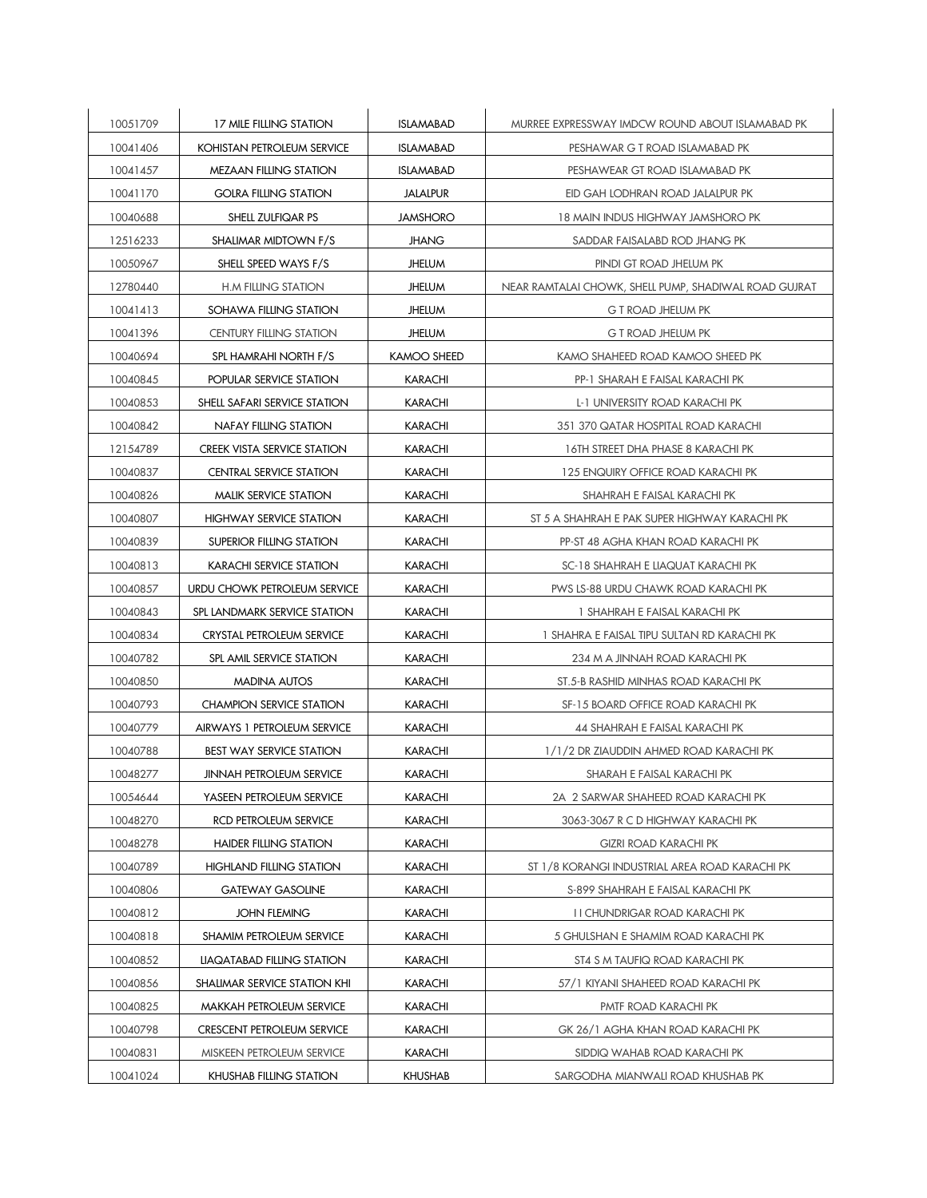| 10051709 | 17 MILE FILLING STATION | ISLAMABAD | MURREE EXPRESSWAY IMDCW ROUND ABOUT ISLAMABAD PK |
|---|---|---|---|
| 10041406 | KOHISTAN PETROLEUM SERVICE | ISLAMABAD | PESHAWAR G T ROAD ISLAMABAD PK |
| 10041457 | MEZAAN FILLING STATION | ISLAMABAD | PESHAWEAR GT ROAD ISLAMABAD PK |
| 10041170 | GOLRA FILLING STATION | JALALPUR | EID GAH LODHRAN ROAD JALALPUR PK |
| 10040688 | SHELL ZULFIQAR PS | JAMSHORO | 18 MAIN INDUS HIGHWAY JAMSHORO PK |
| 12516233 | SHALIMAR MIDTOWN F/S | JHANG | SADDAR FAISALABD ROD JHANG PK |
| 10050967 | SHELL SPEED WAYS F/S | JHELUM | PINDI GT ROAD JHELUM PK |
| 12780440 | H.M FILLING STATION | JHELUM | NEAR RAMTALAI CHOWK, SHELL PUMP, SHADIWAL ROAD GUJRAT |
| 10041413 | SOHAWA FILLING STATION | JHELUM | G T ROAD JHELUM PK |
| 10041396 | CENTURY FILLING STATION | JHELUM | G T ROAD JHELUM PK |
| 10040694 | SPL HAMRAHI NORTH F/S | KAMOO SHEED | KAMO SHAHEED ROAD KAMOO SHEED PK |
| 10040845 | POPULAR SERVICE STATION | KARACHI | PP-1 SHARAH E FAISAL KARACHI PK |
| 10040853 | SHELL SAFARI SERVICE STATION | KARACHI | L-1 UNIVERSITY ROAD KARACHI PK |
| 10040842 | NAFAY FILLING STATION | KARACHI | 351 370 QATAR HOSPITAL ROAD KARACHI |
| 12154789 | CREEK VISTA SERVICE STATION | KARACHI | 16TH STREET DHA PHASE 8 KARACHI PK |
| 10040837 | CENTRAL SERVICE STATION | KARACHI | 125 ENQUIRY OFFICE ROAD KARACHI PK |
| 10040826 | MALIK SERVICE STATION | KARACHI | SHAHRAH E FAISAL KARACHI PK |
| 10040807 | HIGHWAY SERVICE STATION | KARACHI | ST 5 A SHAHRAH E PAK SUPER HIGHWAY KARACHI PK |
| 10040839 | SUPERIOR FILLING STATION | KARACHI | PP-ST 48 AGHA KHAN ROAD KARACHI PK |
| 10040813 | KARACHI SERVICE STATION | KARACHI | SC-18 SHAHRAH E LIAQUAT KARACHI PK |
| 10040857 | URDU CHOWK PETROLEUM SERVICE | KARACHI | PWS LS-88 URDU CHAWK ROAD KARACHI PK |
| 10040843 | SPL LANDMARK SERVICE STATION | KARACHI | 1 SHAHRAH E FAISAL KARACHI PK |
| 10040834 | CRYSTAL PETROLEUM SERVICE | KARACHI | 1 SHAHRA E FAISAL TIPU SULTAN RD KARACHI PK |
| 10040782 | SPL AMIL SERVICE STATION | KARACHI | 234 M A JINNAH ROAD KARACHI PK |
| 10040850 | MADINA AUTOS | KARACHI | ST.5-B RASHID MINHAS ROAD KARACHI PK |
| 10040793 | CHAMPION SERVICE STATION | KARACHI | SF-15 BOARD OFFICE ROAD KARACHI PK |
| 10040779 | AIRWAYS 1 PETROLEUM SERVICE | KARACHI | 44 SHAHRAH E FAISAL KARACHI PK |
| 10040788 | BEST WAY SERVICE STATION | KARACHI | 1/1/2 DR ZIAUDDIN AHMED ROAD KARACHI PK |
| 10048277 | JINNAH PETROLEUM SERVICE | KARACHI | SHARAH E FAISAL KARACHI PK |
| 10054644 | YASEEN PETROLEUM SERVICE | KARACHI | 2A 2 SARWAR SHAHEED ROAD KARACHI PK |
| 10048270 | RCD PETROLEUM SERVICE | KARACHI | 3063-3067 R C D HIGHWAY KARACHI PK |
| 10048278 | HAIDER FILLING STATION | KARACHI | GIZRI ROAD KARACHI PK |
| 10040789 | HIGHLAND FILLING STATION | KARACHI | ST 1/8 KORANGI INDUSTRIAL AREA ROAD KARACHI PK |
| 10040806 | GATEWAY GASOLINE | KARACHI | S-899 SHAHRAH E FAISAL KARACHI PK |
| 10040812 | JOHN FLEMING | KARACHI | I I CHUNDRIGAR ROAD KARACHI PK |
| 10040818 | SHAMIM PETROLEUM SERVICE | KARACHI | 5 GHULSHAN E SHAMIM ROAD KARACHI PK |
| 10040852 | LIAQATABAD FILLING STATION | KARACHI | ST4 S M TAUFIQ ROAD KARACHI PK |
| 10040856 | SHALIMAR SERVICE STATION KHI | KARACHI | 57/1 KIYANI SHAHEED ROAD KARACHI PK |
| 10040825 | MAKKAH PETROLEUM SERVICE | KARACHI | PMTF ROAD KARACHI PK |
| 10040798 | CRESCENT PETROLEUM SERVICE | KARACHI | GK 26/1 AGHA KHAN ROAD KARACHI PK |
| 10040831 | MISKEEN PETROLEUM SERVICE | KARACHI | SIDDIQ WAHAB ROAD KARACHI PK |
| 10041024 | KHUSHAB FILLING STATION | KHUSHAB | SARGODHA MIANWALI ROAD KHUSHAB PK |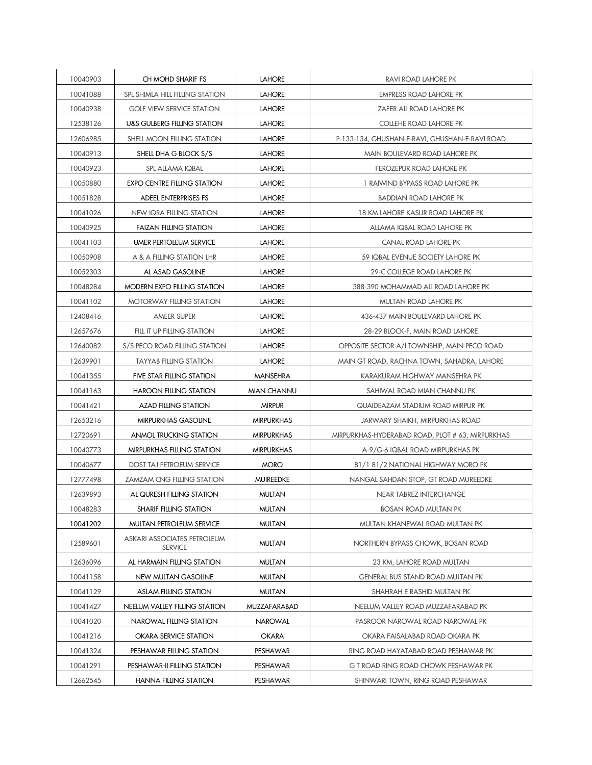| | | | |
|---|---|---|---|
| 10040903 | CH MOHD SHARIF FS | LAHORE | RAVI ROAD LAHORE PK |
| 10041088 | SPL SHIMLA HILL FILLING STATION | LAHORE | EMPRESS ROAD LAHORE PK |
| 10040938 | GOLF VIEW SERVICE STATION | LAHORE | ZAFER ALI ROAD LAHORE PK |
| 12538126 | U&S GULBERG FILLING STATION | LAHORE | COLLEHE ROAD LAHORE PK |
| 12606985 | SHELL MOON FILLING STATION | LAHORE | P-133-134, GHUSHAN-E-RAVI, GHUSHAN-E-RAVI ROAD |
| 10040913 | SHELL DHA G BLOCK S/S | LAHORE | MAIN BOULEVARD ROAD LAHORE PK |
| 10040923 | SPL ALLAMA IQBAL | LAHORE | FEROZEPUR ROAD LAHORE PK |
| 10050880 | EXPO CENTRE FILLING STATION | LAHORE | 1 RAIWIND BYPASS ROAD LAHORE PK |
| 10051828 | ADEEL ENTERPRISES FS | LAHORE | BADDIAN ROAD LAHORE PK |
| 10041026 | NEW IQRA FILLING STATION | LAHORE | 18 KM LAHORE KASUR ROAD LAHORE PK |
| 10040925 | FAIZAN FILLING STATION | LAHORE | ALLAMA IQBAL ROAD LAHORE PK |
| 10041103 | UMER PERTOLEUM SERVICE | LAHORE | CANAL ROAD LAHORE PK |
| 10050908 | A & A FILLING STATION LHR | LAHORE | 59 IQBAL EVENUE SOCIETY LAHORE PK |
| 10052303 | AL ASAD GASOLINE | LAHORE | 29-C COLLEGE ROAD LAHORE PK |
| 10048284 | MODERN EXPO FILLING STATION | LAHORE | 388-390 MOHAMMAD ALI ROAD LAHORE PK |
| 10041102 | MOTORWAY FILLING STATION | LAHORE | MULTAN ROAD LAHORE PK |
| 12408416 | AMEER SUPER | LAHORE | 436-437 MAIN BOULEVARD LAHORE PK |
| 12657676 | FILL IT UP FILLING STATION | LAHORE | 28-29 BLOCK-F, MAIN ROAD LAHORE |
| 12640082 | S/S PECO ROAD FILLING STATION | LAHORE | OPPOSITE SECTOR A/I TOWNSHIP, MAIN PECO ROAD |
| 12639901 | TAYYAB FILLING STATION | LAHORE | MAIN GT ROAD, RACHNA TOWN, SAHADRA, LAHORE |
| 10041355 | FIVE STAR FILLING STATION | MANSEHRA | KARAKURAM HIGHWAY MANSEHRA PK |
| 10041163 | HAROON FILLING STATION | MIAN CHANNU | SAHIWAL ROAD MIAN CHANNU PK |
| 10041421 | AZAD FILLING STATION | MIRPUR | QUAIDEAZAM STADIUM ROAD MIRPUR PK |
| 12653216 | MIRPURKHAS GASOLINE | MIRPURKHAS | JARWARY SHAIKH, MIRPURKHAS ROAD |
| 12720691 | ANMOL TRUCKING STATION | MIRPURKHAS | MIRPURKHAS-HYDERABAD ROAD, PLOT # 63, MIRPURKHAS |
| 10040773 | MIRPURKHAS FILLING STATION | MIRPURKHAS | A-9/G-6 IQBAL ROAD MIRPURKHAS PK |
| 10040677 | DOST TAJ PETROEUM SERVICE | MORO | 81/1 81/2 NATIONAL HIGHWAY MORO PK |
| 12777498 | ZAMZAM CNG FILLING STATION | MUIREEDKE | NANGAL SAHDAN STOP, GT ROAD MUREEDKE |
| 12639893 | AL QURESH FILLING STATION | MULTAN | NEAR TABREZ INTERCHANGE |
| 10048283 | SHARIF FILLING STATION | MULTAN | BOSAN ROAD MULTAN PK |
| 10041202 | MULTAN PETROLEUM SERVICE | MULTAN | MULTAN KHANEWAL ROAD MULTAN PK |
| 12589601 | ASKARI ASSOCIATES PETROLEUM SERVICE | MULTAN | NORTHERN BYPASS CHOWK, BOSAN ROAD |
| 12636096 | AL HARMAIN FILLING STATION | MULTAN | 23 KM, LAHORE ROAD MULTAN |
| 10041158 | NEW MULTAN GASOLINE | MULTAN | GENERAL BUS STAND ROAD MULTAN PK |
| 10041129 | ASLAM FILLING STATION | MULTAN | SHAHRAH E RASHID MULTAN PK |
| 10041427 | NEELUM VALLEY FILLING STATION | MUZZAFARABAD | NEELUM VALLEY ROAD MUZZAFARABAD PK |
| 10041020 | NAROWAL FILLING STATION | NAROWAL | PASROOR NAROWAL ROAD NAROWAL PK |
| 10041216 | OKARA SERVICE STATION | OKARA | OKARA FAISALABAD ROAD OKARA PK |
| 10041324 | PESHAWAR FILLING STATION | PESHAWAR | RING ROAD HAYATABAD ROAD PESHAWAR PK |
| 10041291 | PESHAWAR-II FILLING STATION | PESHAWAR | G T ROAD RING ROAD CHOWK PESHAWAR PK |
| 12662545 | HANNA FILLING STATION | PESHAWAR | SHINWARI TOWN, RING ROAD PESHAWAR |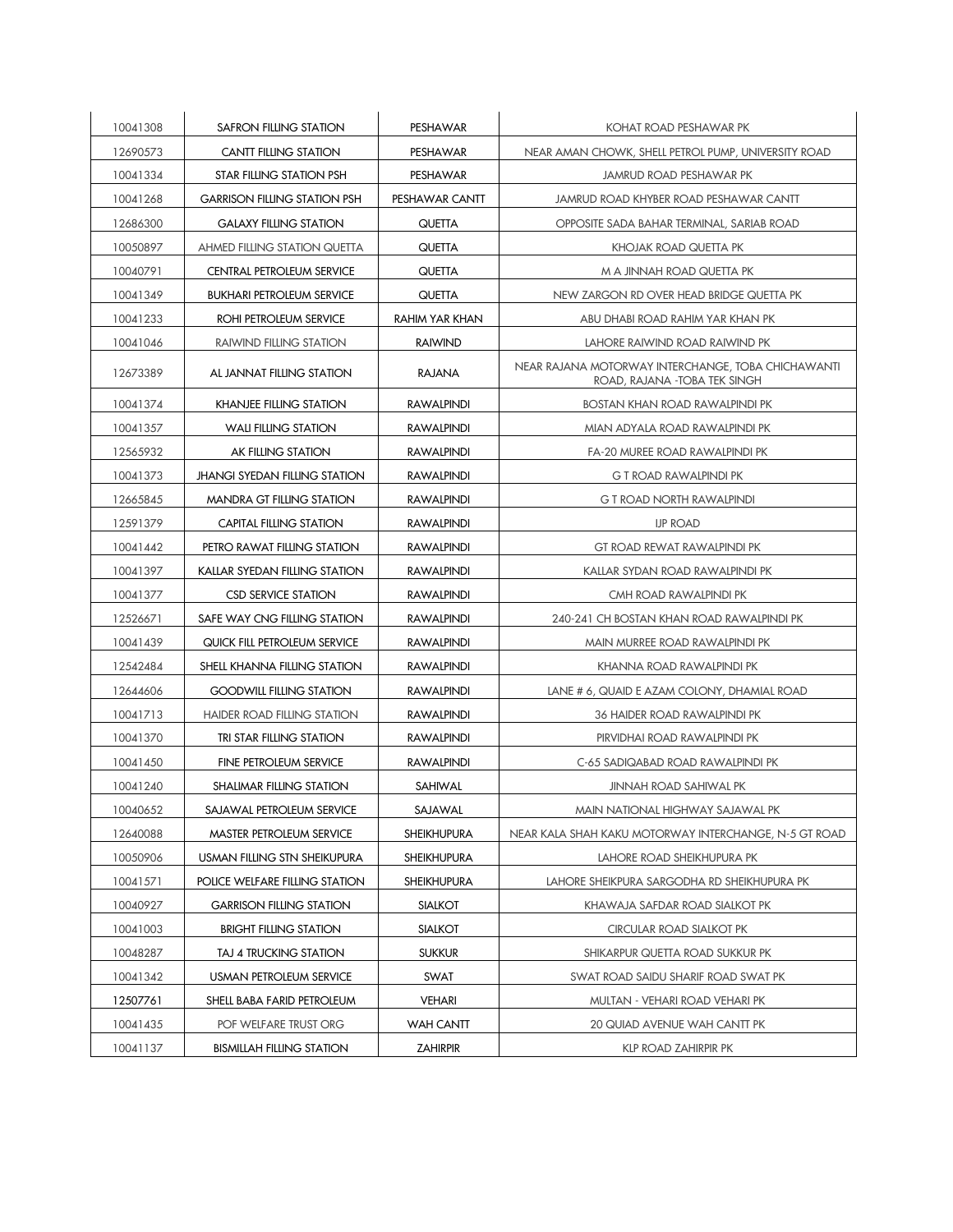| | | | |
|---|---|---|---|
| 10041308 | SAFRON FILLING STATION | PESHAWAR | KOHAT ROAD PESHAWAR PK |
| 12690573 | CANTT FILLING STATION | PESHAWAR | NEAR AMAN CHOWK, SHELL PETROL PUMP, UNIVERSITY ROAD |
| 10041334 | STAR FILLING STATION PSH | PESHAWAR | JAMRUD ROAD PESHAWAR PK |
| 10041268 | GARRISON FILLING STATION PSH | PESHAWAR CANTT | JAMRUD ROAD KHYBER ROAD PESHAWAR CANTT |
| 12686300 | GALAXY FILLING STATION | QUETTA | OPPOSITE SADA BAHAR TERMINAL, SARIAB ROAD |
| 10050897 | AHMED FILLING STATION QUETTA | QUETTA | KHOJAK ROAD QUETTA PK |
| 10040791 | CENTRAL PETROLEUM SERVICE | QUETTA | M A JINNAH ROAD QUETTA PK |
| 10041349 | BUKHARI PETROLEUM SERVICE | QUETTA | NEW ZARGON RD OVER HEAD BRIDGE QUETTA PK |
| 10041233 | ROHI PETROLEUM SERVICE | RAHIM YAR KHAN | ABU DHABI ROAD RAHIM YAR KHAN PK |
| 10041046 | RAIWIND FILLING STATION | RAIWIND | LAHORE RAIWIND ROAD RAIWIND PK |
| 12673389 | AL JANNAT FILLING STATION | RAJANA | NEAR RAJANA MOTORWAY INTERCHANGE, TOBA CHICHAWANTI ROAD, RAJANA -TOBA TEK SINGH |
| 10041374 | KHANJEE FILLING STATION | RAWALPINDI | BOSTAN KHAN ROAD RAWALPINDI PK |
| 10041357 | WALI FILLING STATION | RAWALPINDI | MIAN ADYALA ROAD RAWALPINDI PK |
| 12565932 | AK FILLING STATION | RAWALPINDI | FA-20 MUREE ROAD RAWALPINDI PK |
| 10041373 | JHANGI SYEDAN FILLING STATION | RAWALPINDI | G T ROAD RAWALPINDI PK |
| 12665845 | MANDRA GT FILLING STATION | RAWALPINDI | G T ROAD NORTH RAWALPINDI |
| 12591379 | CAPITAL FILLING STATION | RAWALPINDI | IJP ROAD |
| 10041442 | PETRO RAWAT FILLING STATION | RAWALPINDI | GT ROAD REWAT RAWALPINDI PK |
| 10041397 | KALLAR SYEDAN FILLING STATION | RAWALPINDI | KALLAR SYDAN ROAD RAWALPINDI PK |
| 10041377 | CSD SERVICE STATION | RAWALPINDI | CMH ROAD RAWALPINDI PK |
| 12526671 | SAFE WAY CNG FILLING STATION | RAWALPINDI | 240-241 CH BOSTAN KHAN ROAD RAWALPINDI PK |
| 10041439 | QUICK FILL PETROLEUM SERVICE | RAWALPINDI | MAIN MURREE ROAD RAWALPINDI PK |
| 12542484 | SHELL KHANNA FILLING STATION | RAWALPINDI | KHANNA ROAD RAWALPINDI PK |
| 12644606 | GOODWILL FILLING STATION | RAWALPINDI | LANE # 6, QUAID E AZAM COLONY, DHAMIAL ROAD |
| 10041713 | HAIDER ROAD FILLING STATION | RAWALPINDI | 36 HAIDER ROAD RAWALPINDI PK |
| 10041370 | TRI STAR FILLING STATION | RAWALPINDI | PIRVIDHAI ROAD RAWALPINDI PK |
| 10041450 | FINE PETROLEUM SERVICE | RAWALPINDI | C-65 SADIQABAD ROAD RAWALPINDI PK |
| 10041240 | SHALIMAR FILLING STATION | SAHIWAL | JINNAH ROAD SAHIWAL PK |
| 10040652 | SAJAWAL PETROLEUM SERVICE | SAJAWAL | MAIN NATIONAL HIGHWAY SAJAWAL PK |
| 12640088 | MASTER PETROLEUM SERVICE | SHEIKHUPURA | NEAR KALA SHAH KAKU MOTORWAY INTERCHANGE, N-5 GT ROAD |
| 10050906 | USMAN FILLING STN SHEIKUPURA | SHEIKHUPURA | LAHORE ROAD SHEIKHUPURA PK |
| 10041571 | POLICE WELFARE FILLING STATION | SHEIKHUPURA | LAHORE SHEIKPURA SARGODHA RD SHEIKHUPURA PK |
| 10040927 | GARRISON FILLING STATION | SIALKOT | KHAWAJA SAFDAR ROAD SIALKOT PK |
| 10041003 | BRIGHT FILLING STATION | SIALKOT | CIRCULAR ROAD SIALKOT PK |
| 10048287 | TAJ 4 TRUCKING STATION | SUKKUR | SHIKARPUR QUETTA ROAD SUKKUR PK |
| 10041342 | USMAN PETROLEUM SERVICE | SWAT | SWAT ROAD SAIDU SHARIF ROAD SWAT PK |
| 12507761 | SHELL BABA FARID PETROLEUM | VEHARI | MULTAN - VEHARI ROAD VEHARI PK |
| 10041435 | POF WELFARE TRUST ORG | WAH CANTT | 20 QUIAD AVENUE WAH CANTT PK |
| 10041137 | BISMILLAH FILLING STATION | ZAHIRPIR | KLP ROAD ZAHIRPIR PK |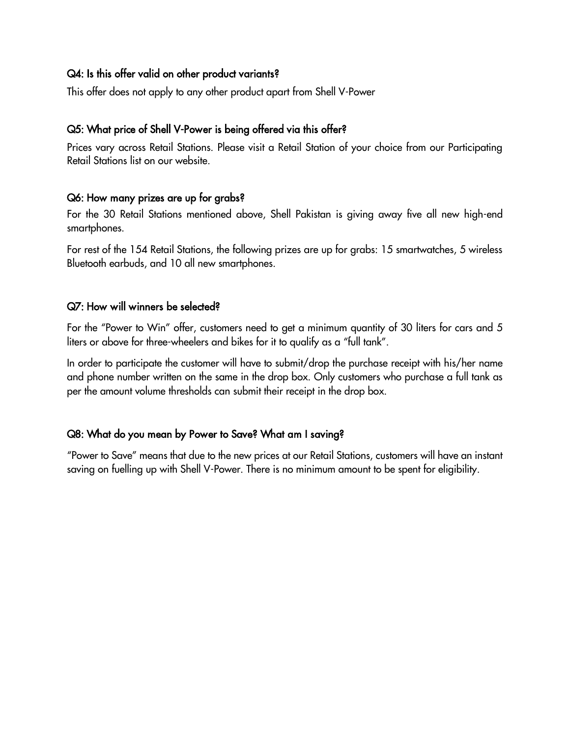### Q4: Is this offer valid on other product variants?

This offer does not apply to any other product apart from Shell V-Power

### Q5: What price of Shell V-Power is being offered via this offer?

Prices vary across Retail Stations. Please visit a Retail Station of your choice from our Participating Retail Stations list on our website.

### Q6: How many prizes are up for grabs?

For the 30 Retail Stations mentioned above, Shell Pakistan is giving away five all new high-end smartphones.

For rest of the 154 Retail Stations, the following prizes are up for grabs: 15 smartwatches, 5 wireless Bluetooth earbuds, and 10 all new smartphones.

### Q7: How will winners be selected?

For the "Power to Win" offer, customers need to get a minimum quantity of 30 liters for cars and 5 liters or above for three-wheelers and bikes for it to qualify as a "full tank".

In order to participate the customer will have to submit/drop the purchase receipt with his/her name and phone number written on the same in the drop box. Only customers who purchase a full tank as per the amount volume thresholds can submit their receipt in the drop box.

### Q8: What do you mean by Power to Save? What am I saving?

"Power to Save" means that due to the new prices at our Retail Stations, customers will have an instant saving on fuelling up with Shell V-Power. There is no minimum amount to be spent for eligibility.